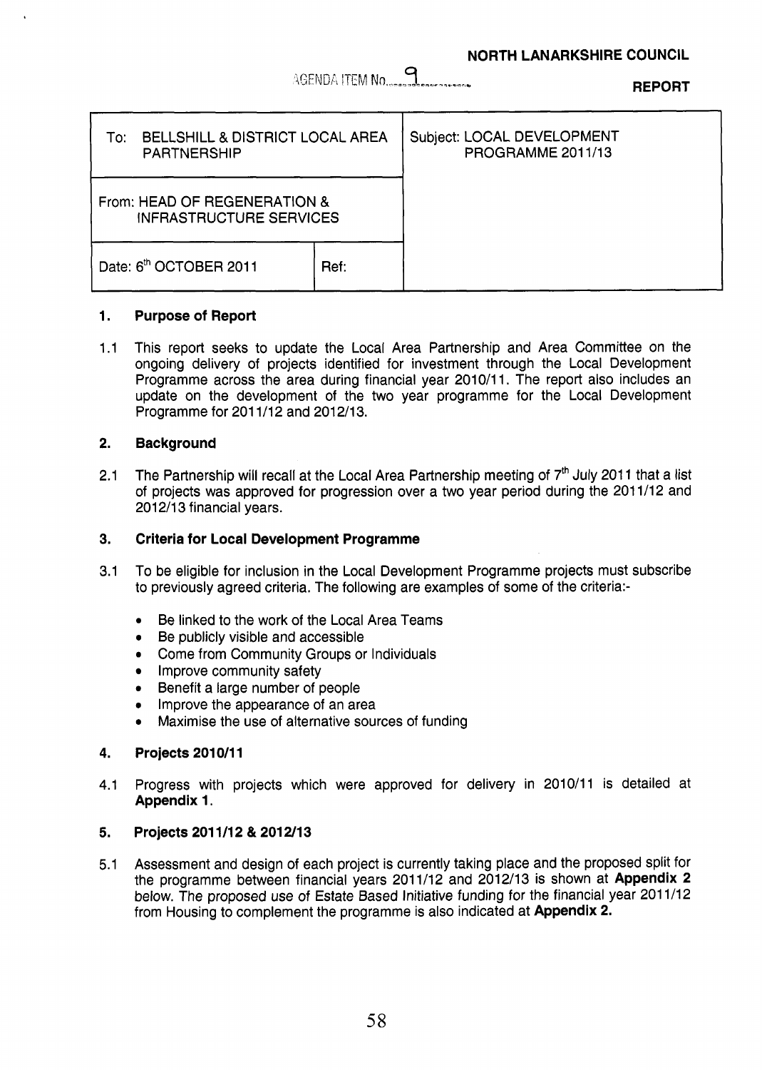**NORTH LANARKSHIRE COUNCIL**

AGENDA ITEM No. 9

**REPORT**

| To: BELLSHILL & DISTRICT LOCAL AREA PARTNERSHIP | | Subject: LOCAL DEVELOPMENT PROGRAMME 2011/13 |
|---|---|---|
| From: HEAD OF REGENERATION & INFRASTRUCTURE SERVICES | | |
| Date: 6th OCTOBER 2011 | Ref: | |

## 1. Purpose of Report

1.1 This report seeks to update the Local Area Partnership and Area Committee on the ongoing delivery of projects identified for investment through the Local Development Programme across the area during financial year 2010/11. The report also includes an update on the development of the two year programme for the Local Development Programme for 2011/12 and 2012/13.

## 2. Background

2.1 The Partnership will recall at the Local Area Partnership meeting of 7th July 2011 that a list of projects was approved for progression over a two year period during the 2011/12 and 2012/13 financial years.

## 3. Criteria for Local Development Programme

3.1 To be eligible for inclusion in the Local Development Programme projects must subscribe to previously agreed criteria. The following are examples of some of the criteria:-

- Be linked to the work of the Local Area Teams
- Be publicly visible and accessible
- Come from Community Groups or Individuals
- Improve community safety
- Benefit a large number of people
- Improve the appearance of an area
- Maximise the use of alternative sources of funding

## 4. Projects 2010/11

4.1 Progress with projects which were approved for delivery in 2010/11 is detailed at **Appendix 1**.

## 5. Projects 2011/12 & 2012/13

5.1 Assessment and design of each project is currently taking place and the proposed split for the programme between financial years 2011/12 and 2012/13 is shown at **Appendix 2** below. The proposed use of Estate Based Initiative funding for the financial year 2011/12 from Housing to complement the programme is also indicated at **Appendix 2.**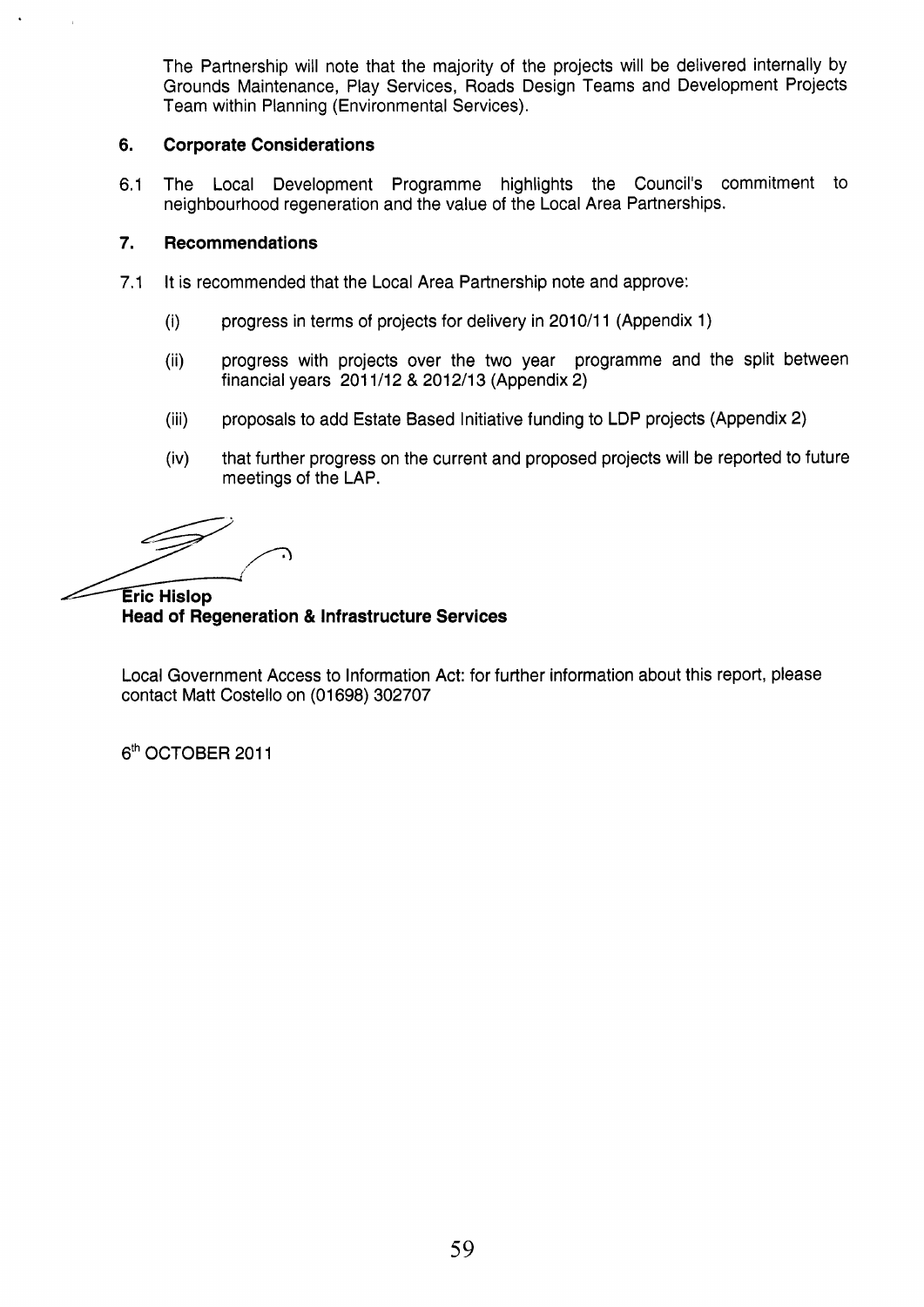The Partnership will note that the majority of the projects will be delivered internally by Grounds Maintenance, Play Services, Roads Design Teams and Development Projects Team within Planning (Environmental Services).

## 6. Corporate Considerations

6.1 The Local Development Programme highlights the Council's commitment to neighbourhood regeneration and the value of the Local Area Partnerships.

## 7. Recommendations

7.1 It is recommended that the Local Area Partnership note and approve:

(i) progress in terms of projects for delivery in 2010/11 (Appendix 1)

(ii) progress with projects over the two year programme and the split between financial years 2011/12 & 2012/13 (Appendix 2)

(iii) proposals to add Estate Based Initiative funding to LDP projects (Appendix 2)

(iv) that further progress on the current and proposed projects will be reported to future meetings of the LAP.

**Eric Hislop**
**Head of Regeneration & Infrastructure Services**

Local Government Access to Information Act: for further information about this report, please contact Matt Costello on (01698) 302707

6th OCTOBER 2011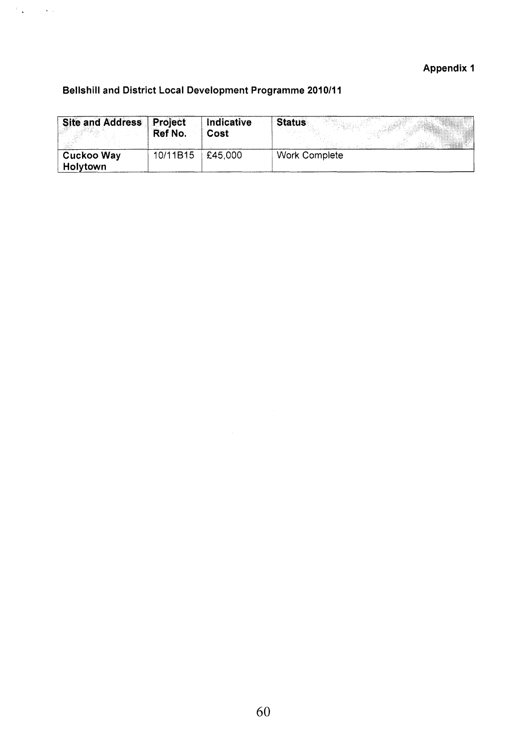**Appendix 1**

**Bellshill and District Local Development Programme 2010/11**

| Site and Address | Project Ref No. | Indicative Cost | Status |
|---|---|---|---|
| **Cuckoo Way Holytown** | 10/11B15 | £45,000 | Work Complete |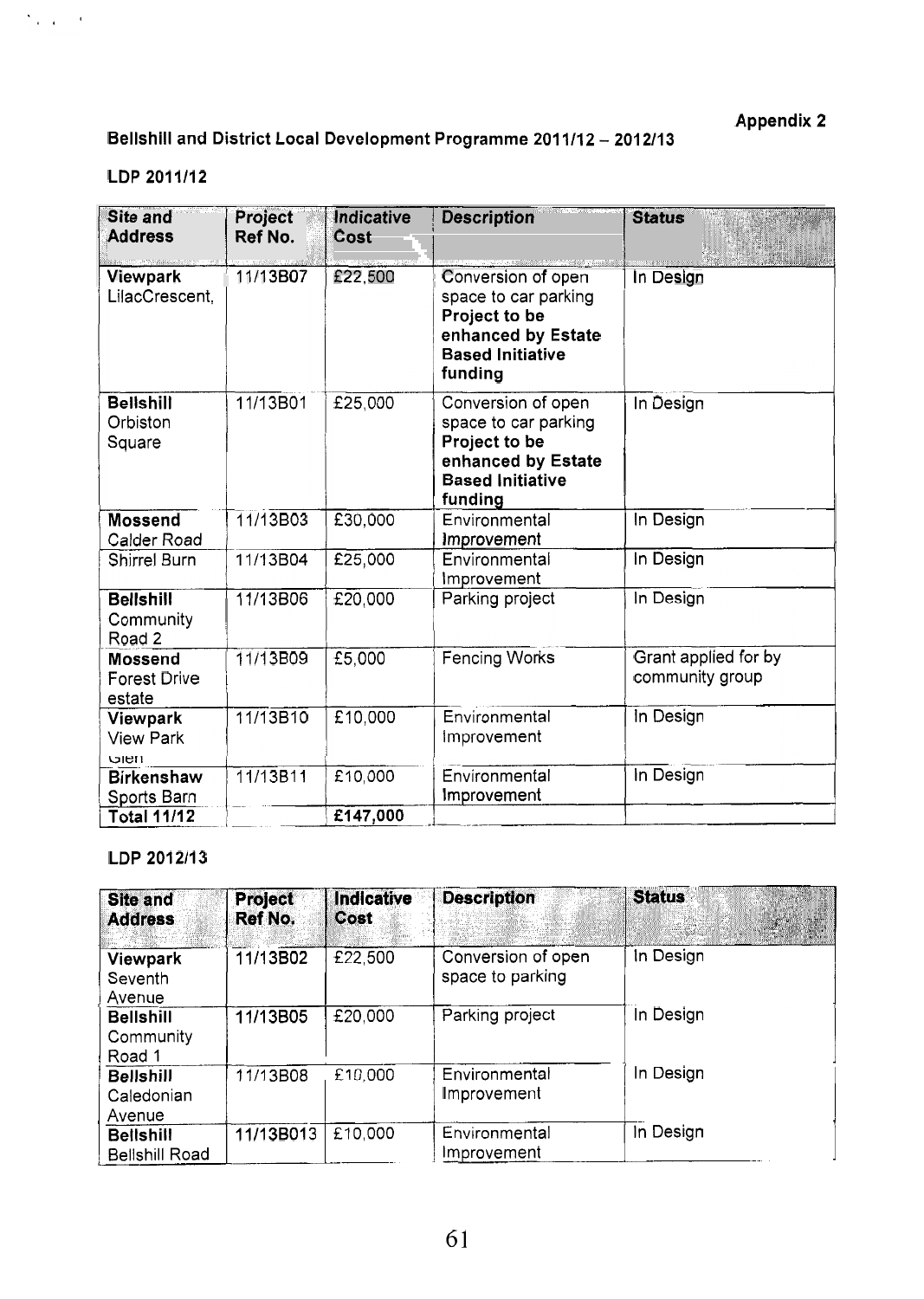**Appendix 2**

**Bellshill and District Local Development Programme 2011/12 – 2012/13**

**LDP 2011/12**

| Site and Address | Project Ref No. | Indicative Cost | Description | Status |
|---|---|---|---|---|
| **Viewpark** LilacCrescent, | 11/13B07 | £22,500 | Conversion of open space to car parking **Project to be enhanced by Estate Based Initiative funding** | In Design |
| **Bellshill** Orbiston Square | 11/13B01 | £25,000 | Conversion of open space to car parking **Project to be enhanced by Estate Based Initiative funding** | In Design |
| **Mossend** Calder Road | 11/13B03 | £30,000 | Environmental Improvement | In Design |
| Shirrel Burn | 11/13B04 | £25,000 | Environmental Improvement | In Design |
| **Bellshill** Community Road 2 | 11/13B06 | £20,000 | Parking project | In Design |
| **Mossend** Forest Drive estate | 11/13B09 | £5,000 | Fencing Works | Grant applied for by community group |
| **Viewpark** View Park Glen | 11/13B10 | £10,000 | Environmental Improvement | In Design |
| **Birkenshaw** Sports Barn | 11/13B11 | £10,000 | Environmental Improvement | In Design |
| **Total 11/12** | | **£147,000** | | |

**LDP 2012/13**

| Site and Address | Project Ref No. | Indicative Cost | Description | Status |
|---|---|---|---|---|
| **Viewpark** Seventh Avenue | 11/13B02 | £22,500 | Conversion of open space to parking | In Design |
| **Bellshill** Community Road 1 | 11/13B05 | £20,000 | Parking project | In Design |
| **Bellshill** Caledonian Avenue | 11/13B08 | £10,000 | Environmental Improvement | In Design |
| **Bellshill** Bellshill Road | 11/13B013 | £10,000 | Environmental Improvement | In Design |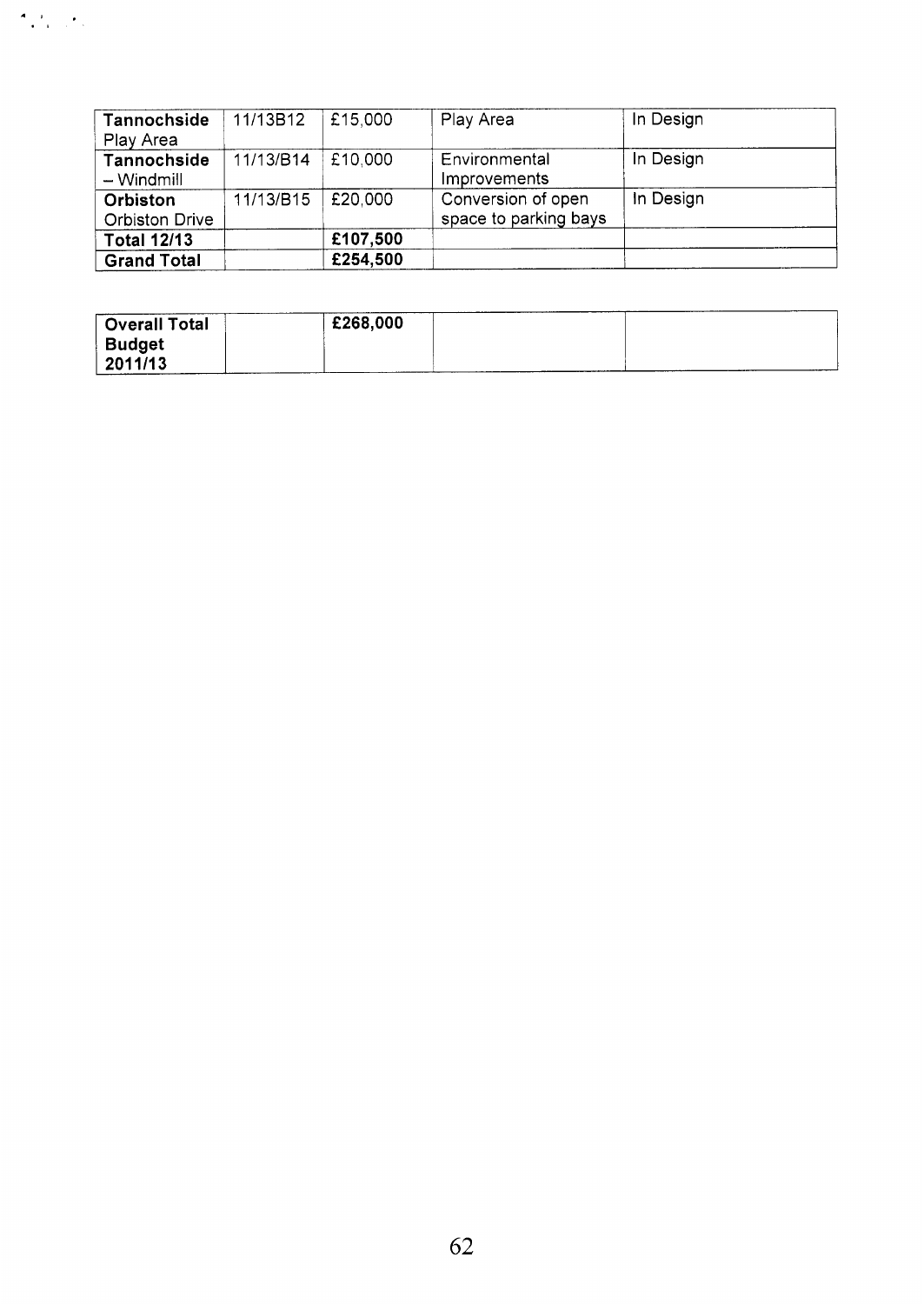| | | | | |
|---|---|---|---|---|
| **Tannochside** Play Area | 11/13B12 | £15,000 | Play Area | In Design |
| **Tannochside** – Windmill | 11/13/B14 | £10,000 | Environmental Improvements | In Design |
| **Orbiston** Orbiston Drive | 11/13/B15 | £20,000 | Conversion of open space to parking bays | In Design |
| **Total 12/13** | | **£107,500** | | |
| **Grand Total** | | **£254,500** | | |

| | | | | |
|---|---|---|---|---|
| **Overall Total Budget 2011/13** | | **£268,000** | | |